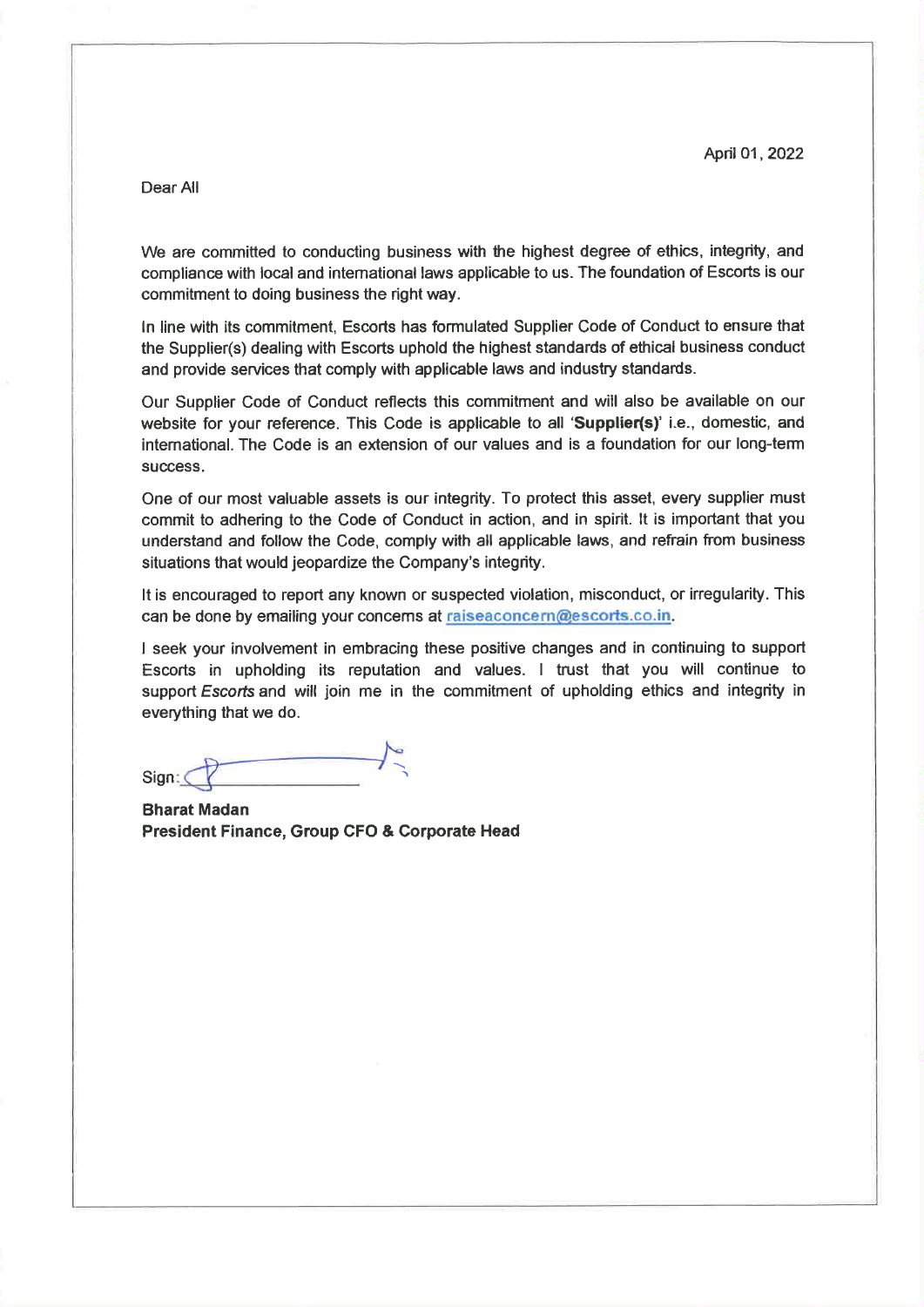April 01, 2022

Dear All

We are committed to conducting business with the highest degree of ethics, integrity, and compliance with local and international laws applicable to us. The foundation of Escorts is our commitment to doing business the right way.

In line with its commitment, Escorts has formulated Supplier Code of Conduct to ensure that the Supplier(s) dealing with Escorts uphold the highest standards of ethical business conduct and provide services that comply with applicable laws and industry standards.

Our Supplier Code of Conduct reflects this commitment and will also be available on our website for your reference. This Code is applicable to all '**Supplier(s)**' i.e., domestic, and international. The Code is an extension of our values and is a foundation for our long-term success.

One of our most valuable assets is our integrity. To protect this asset, every supplier must commit to adhering to the Code of Conduct in action, and in spirit. It is important that you understand and follow the Code, comply with all applicable laws, and refrain from business situations that would jeopardize the Company's integrity.

It is encouraged to report any known or suspected violation, misconduct, or irregularity. This can be done by emailing your concerns at raiseaconcern@escorts.co.in.

I seek your involvement in embracing these positive changes and in continuing to support Escorts in upholding its reputation and values. I trust that you will continue to support *Escorts* and will join me in the commitment of upholding ethics and integrity in everything that we do.

Sign:

**Bharat Madan**
**President Finance, Group CFO & Corporate Head**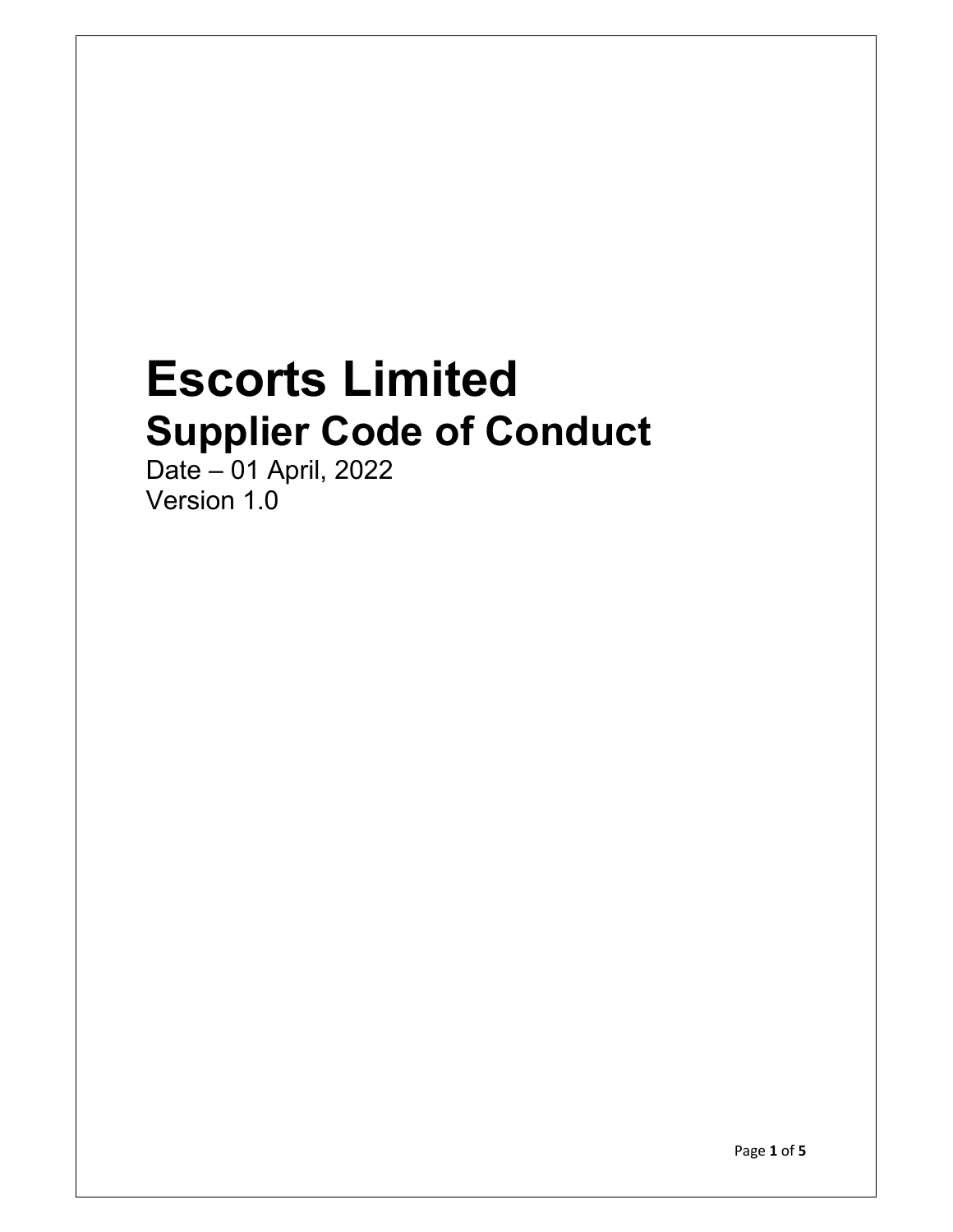# Escorts Limited
## Supplier Code of Conduct

Date – 01 April, 2022
Version 1.0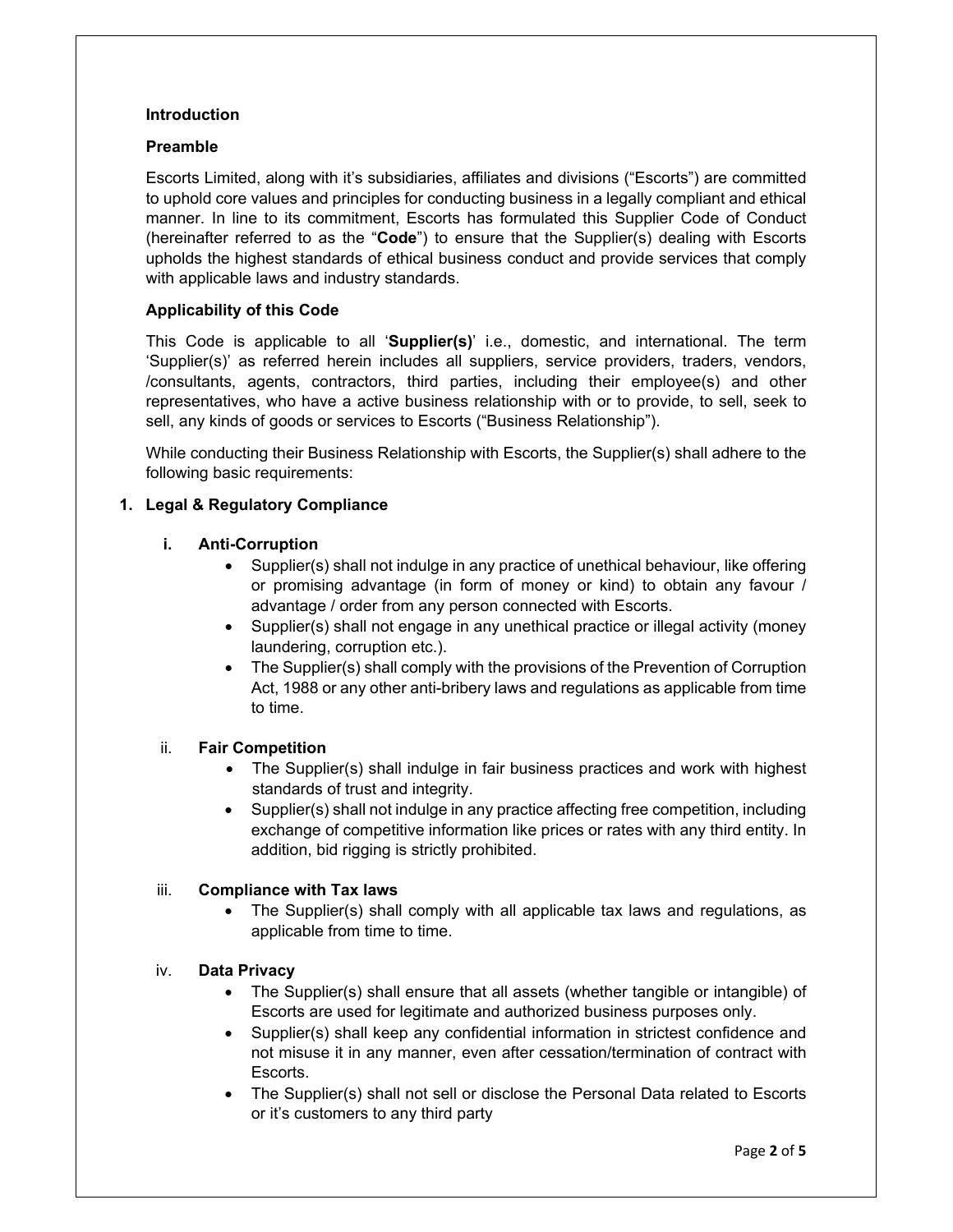**Introduction**

**Preamble**

Escorts Limited, along with it's subsidiaries, affiliates and divisions ("Escorts") are committed to uphold core values and principles for conducting business in a legally compliant and ethical manner. In line to its commitment, Escorts has formulated this Supplier Code of Conduct (hereinafter referred to as the "**Code**") to ensure that the Supplier(s) dealing with Escorts upholds the highest standards of ethical business conduct and provide services that comply with applicable laws and industry standards.

**Applicability of this Code**

This Code is applicable to all '**Supplier(s)**' i.e., domestic, and international. The term 'Supplier(s)' as referred herein includes all suppliers, service providers, traders, vendors, /consultants, agents, contractors, third parties, including their employee(s) and other representatives, who have a active business relationship with or to provide, to sell, seek to sell, any kinds of goods or services to Escorts ("Business Relationship").

While conducting their Business Relationship with Escorts, the Supplier(s) shall adhere to the following basic requirements:

**1. Legal & Regulatory Compliance**

**i. Anti-Corruption**

- Supplier(s) shall not indulge in any practice of unethical behaviour, like offering or promising advantage (in form of money or kind) to obtain any favour / advantage / order from any person connected with Escorts.
- Supplier(s) shall not engage in any unethical practice or illegal activity (money laundering, corruption etc.).
- The Supplier(s) shall comply with the provisions of the Prevention of Corruption Act, 1988 or any other anti-bribery laws and regulations as applicable from time to time.

ii. **Fair Competition**

- The Supplier(s) shall indulge in fair business practices and work with highest standards of trust and integrity.
- Supplier(s) shall not indulge in any practice affecting free competition, including exchange of competitive information like prices or rates with any third entity. In addition, bid rigging is strictly prohibited.

iii. **Compliance with Tax laws**

- The Supplier(s) shall comply with all applicable tax laws and regulations, as applicable from time to time.

iv. **Data Privacy**

- The Supplier(s) shall ensure that all assets (whether tangible or intangible) of Escorts are used for legitimate and authorized business purposes only.
- Supplier(s) shall keep any confidential information in strictest confidence and not misuse it in any manner, even after cessation/termination of contract with Escorts.
- The Supplier(s) shall not sell or disclose the Personal Data related to Escorts or it's customers to any third party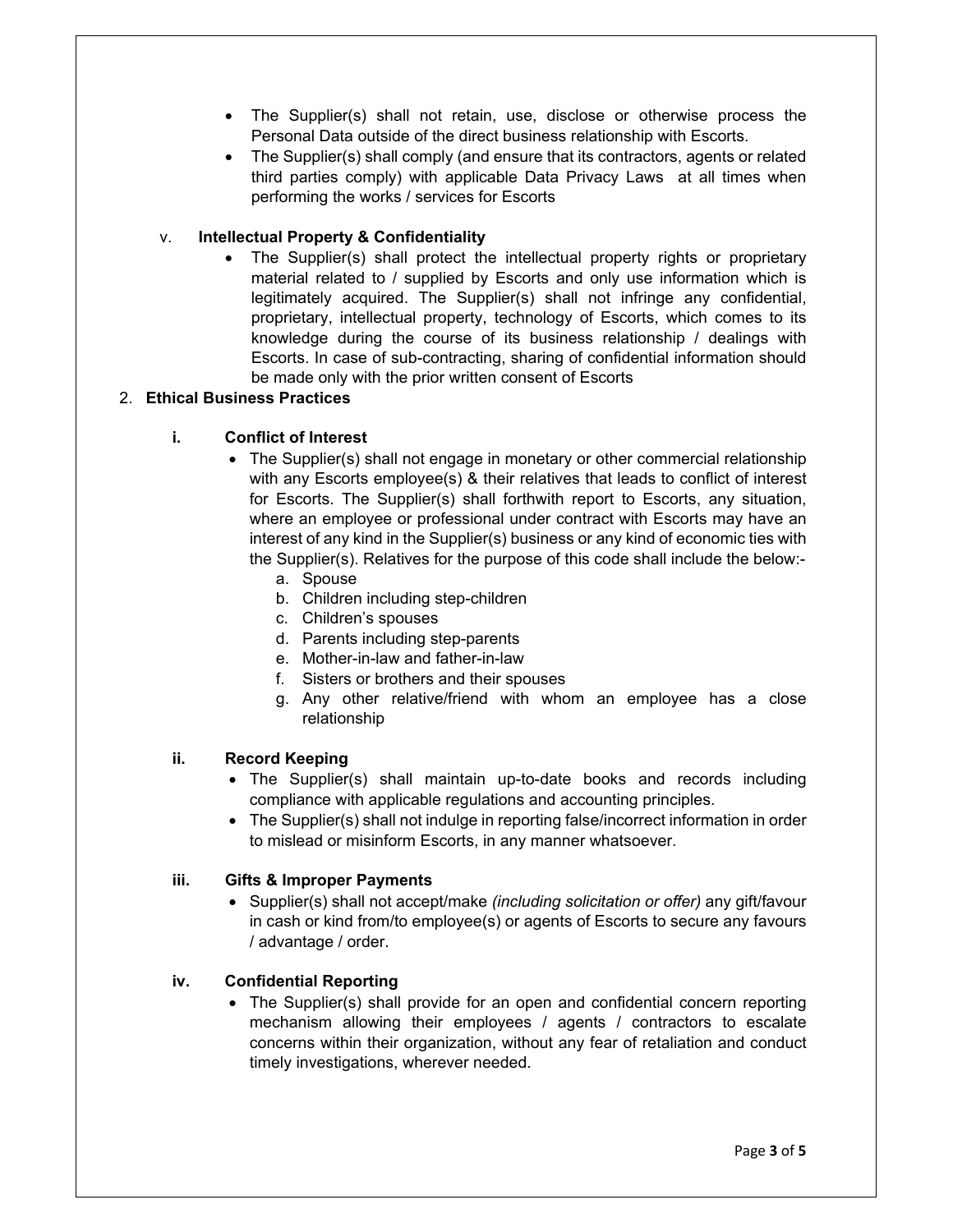- The Supplier(s) shall not retain, use, disclose or otherwise process the Personal Data outside of the direct business relationship with Escorts.
- The Supplier(s) shall comply (and ensure that its contractors, agents or related third parties comply) with applicable Data Privacy Laws at all times when performing the works / services for Escorts

v. **Intellectual Property & Confidentiality**

- The Supplier(s) shall protect the intellectual property rights or proprietary material related to / supplied by Escorts and only use information which is legitimately acquired. The Supplier(s) shall not infringe any confidential, proprietary, intellectual property, technology of Escorts, which comes to its knowledge during the course of its business relationship / dealings with Escorts. In case of sub-contracting, sharing of confidential information should be made only with the prior written consent of Escorts

2. **Ethical Business Practices**

**i. Conflict of Interest**

- The Supplier(s) shall not engage in monetary or other commercial relationship with any Escorts employee(s) & their relatives that leads to conflict of interest for Escorts. The Supplier(s) shall forthwith report to Escorts, any situation, where an employee or professional under contract with Escorts may have an interest of any kind in the Supplier(s) business or any kind of economic ties with the Supplier(s). Relatives for the purpose of this code shall include the below:-
  a. Spouse
  b. Children including step-children
  c. Children's spouses
  d. Parents including step-parents
  e. Mother-in-law and father-in-law
  f. Sisters or brothers and their spouses
  g. Any other relative/friend with whom an employee has a close relationship

**ii. Record Keeping**

- The Supplier(s) shall maintain up-to-date books and records including compliance with applicable regulations and accounting principles.
- The Supplier(s) shall not indulge in reporting false/incorrect information in order to mislead or misinform Escorts, in any manner whatsoever.

**iii. Gifts & Improper Payments**

- Supplier(s) shall not accept/make *(including solicitation or offer)* any gift/favour in cash or kind from/to employee(s) or agents of Escorts to secure any favours / advantage / order.

**iv. Confidential Reporting**

- The Supplier(s) shall provide for an open and confidential concern reporting mechanism allowing their employees / agents / contractors to escalate concerns within their organization, without any fear of retaliation and conduct timely investigations, wherever needed.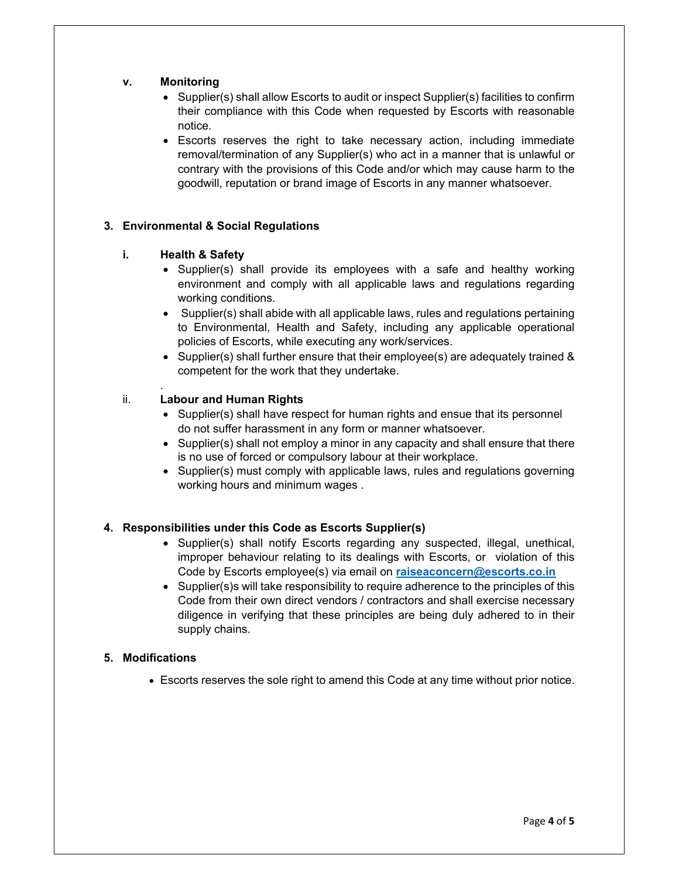### v. Monitoring

- Supplier(s) shall allow Escorts to audit or inspect Supplier(s) facilities to confirm their compliance with this Code when requested by Escorts with reasonable notice.
- Escorts reserves the right to take necessary action, including immediate removal/termination of any Supplier(s) who act in a manner that is unlawful or contrary with the provisions of this Code and/or which may cause harm to the goodwill, reputation or brand image of Escorts in any manner whatsoever.

## 3. Environmental & Social Regulations

### i. Health & Safety

- Supplier(s) shall provide its employees with a safe and healthy working environment and comply with all applicable laws and regulations regarding working conditions.
- Supplier(s) shall abide with all applicable laws, rules and regulations pertaining to Environmental, Health and Safety, including any applicable operational policies of Escorts, while executing any work/services.
- Supplier(s) shall further ensure that their employee(s) are adequately trained & competent for the work that they undertake.

.

### ii. Labour and Human Rights

- Supplier(s) shall have respect for human rights and ensue that its personnel do not suffer harassment in any form or manner whatsoever.
- Supplier(s) shall not employ a minor in any capacity and shall ensure that there is no use of forced or compulsory labour at their workplace.
- Supplier(s) must comply with applicable laws, rules and regulations governing working hours and minimum wages .

## 4. Responsibilities under this Code as Escorts Supplier(s)

- Supplier(s) shall notify Escorts regarding any suspected, illegal, unethical, improper behaviour relating to its dealings with Escorts, or violation of this Code by Escorts employee(s) via email on **raiseaconcern@escorts.co.in**
- Supplier(s)s will take responsibility to require adherence to the principles of this Code from their own direct vendors / contractors and shall exercise necessary diligence in verifying that these principles are being duly adhered to in their supply chains.

## 5. Modifications

- Escorts reserves the sole right to amend this Code at any time without prior notice.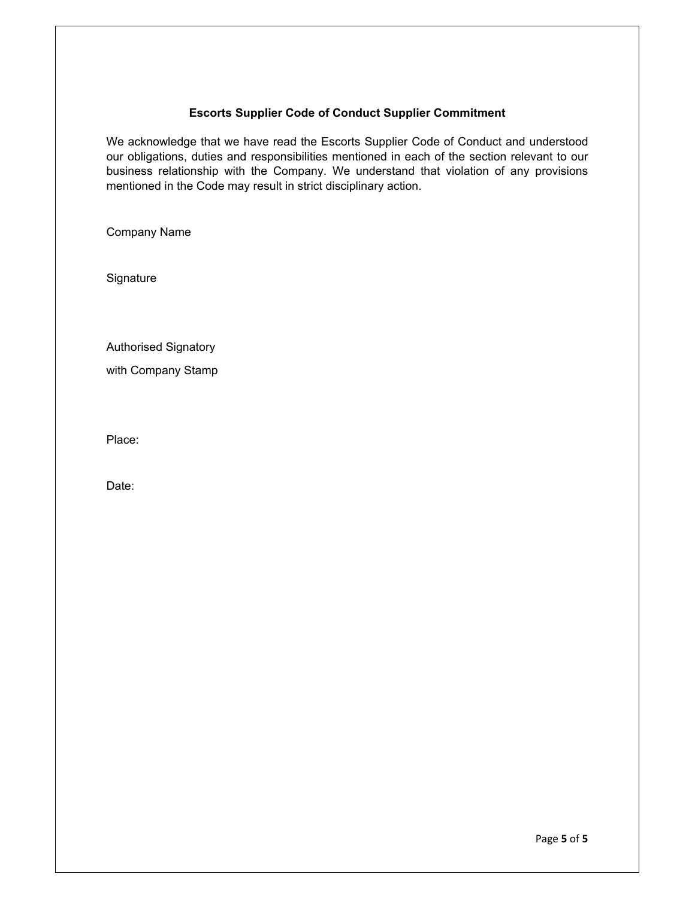**Escorts Supplier Code of Conduct Supplier Commitment**

We acknowledge that we have read the Escorts Supplier Code of Conduct and understood our obligations, duties and responsibilities mentioned in each of the section relevant to our business relationship with the Company. We understand that violation of any provisions mentioned in the Code may result in strict disciplinary action.

Company Name

Signature

Authorised Signatory

with Company Stamp

Place:

Date: